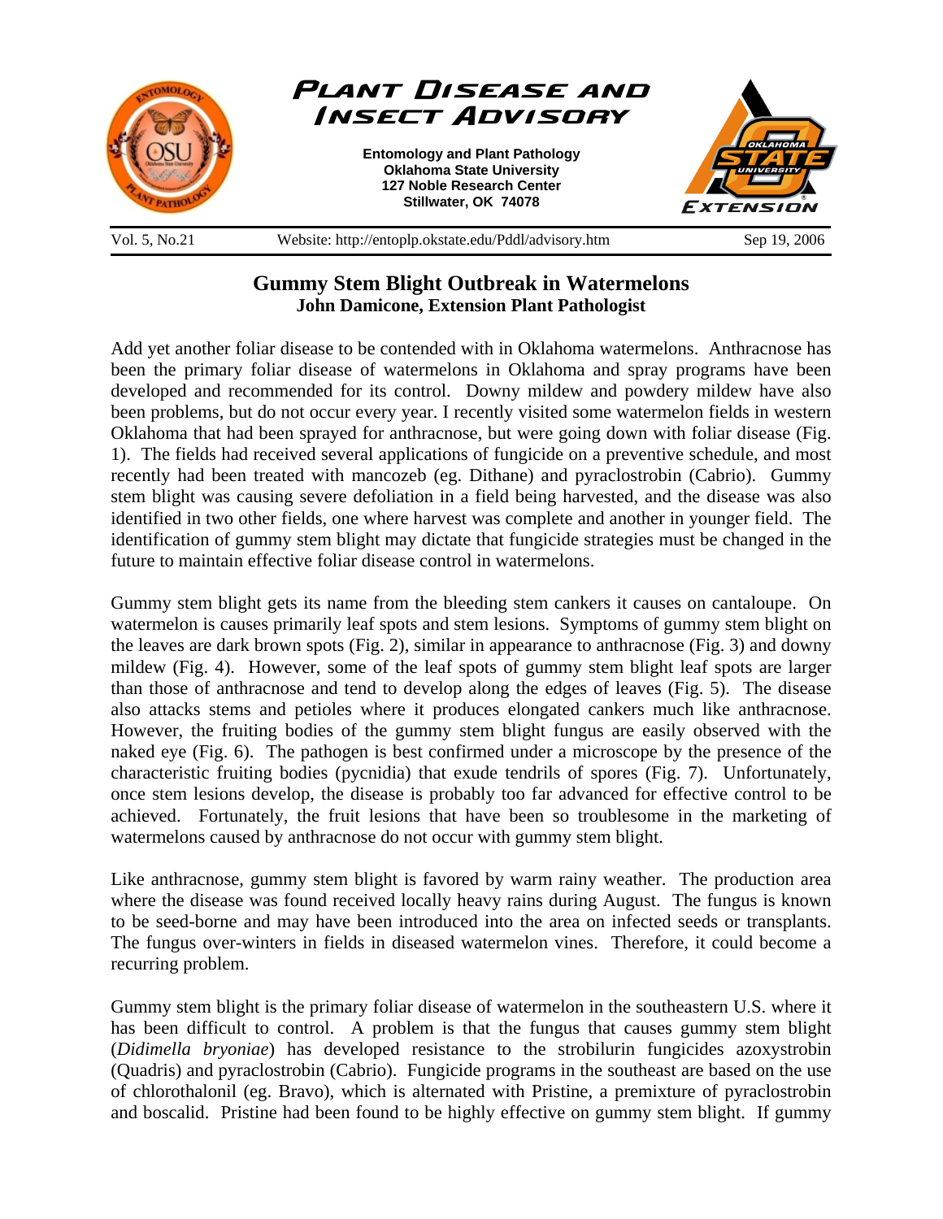# Plant Disease and Insect Advisory

**Entomology and Plant Pathology**
**Oklahoma State University**
**127 Noble Research Center**
**Stillwater, OK 74078**

Vol. 5, No.21 Website: http://entoplp.okstate.edu/Pddl/advisory.htm Sep 19, 2006

## Gummy Stem Blight Outbreak in Watermelons

**John Damicone, Extension Plant Pathologist**

Add yet another foliar disease to be contended with in Oklahoma watermelons. Anthracnose has been the primary foliar disease of watermelons in Oklahoma and spray programs have been developed and recommended for its control. Downy mildew and powdery mildew have also been problems, but do not occur every year. I recently visited some watermelon fields in western Oklahoma that had been sprayed for anthracnose, but were going down with foliar disease (Fig. 1). The fields had received several applications of fungicide on a preventive schedule, and most recently had been treated with mancozeb (eg. Dithane) and pyraclostrobin (Cabrio). Gummy stem blight was causing severe defoliation in a field being harvested, and the disease was also identified in two other fields, one where harvest was complete and another in younger field. The identification of gummy stem blight may dictate that fungicide strategies must be changed in the future to maintain effective foliar disease control in watermelons.

Gummy stem blight gets its name from the bleeding stem cankers it causes on cantaloupe. On watermelon is causes primarily leaf spots and stem lesions. Symptoms of gummy stem blight on the leaves are dark brown spots (Fig. 2), similar in appearance to anthracnose (Fig. 3) and downy mildew (Fig. 4). However, some of the leaf spots of gummy stem blight leaf spots are larger than those of anthracnose and tend to develop along the edges of leaves (Fig. 5). The disease also attacks stems and petioles where it produces elongated cankers much like anthracnose. However, the fruiting bodies of the gummy stem blight fungus are easily observed with the naked eye (Fig. 6). The pathogen is best confirmed under a microscope by the presence of the characteristic fruiting bodies (pycnidia) that exude tendrils of spores (Fig. 7). Unfortunately, once stem lesions develop, the disease is probably too far advanced for effective control to be achieved. Fortunately, the fruit lesions that have been so troublesome in the marketing of watermelons caused by anthracnose do not occur with gummy stem blight.

Like anthracnose, gummy stem blight is favored by warm rainy weather. The production area where the disease was found received locally heavy rains during August. The fungus is known to be seed-borne and may have been introduced into the area on infected seeds or transplants. The fungus over-winters in fields in diseased watermelon vines. Therefore, it could become a recurring problem.

Gummy stem blight is the primary foliar disease of watermelon in the southeastern U.S. where it has been difficult to control. A problem is that the fungus that causes gummy stem blight (*Didimella bryoniae*) has developed resistance to the strobilurin fungicides azoxystrobin (Quadris) and pyraclostrobin (Cabrio). Fungicide programs in the southeast are based on the use of chlorothalonil (eg. Bravo), which is alternated with Pristine, a premixture of pyraclostrobin and boscalid. Pristine had been found to be highly effective on gummy stem blight. If gummy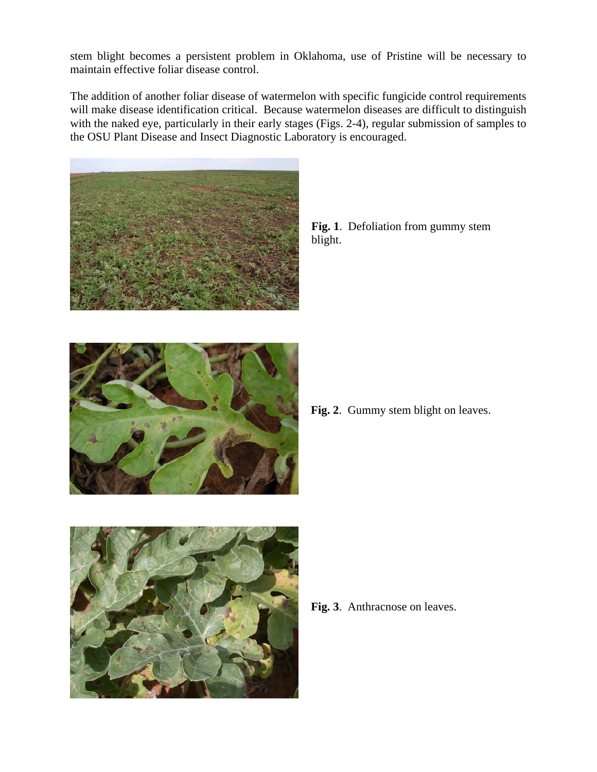stem blight becomes a persistent problem in Oklahoma, use of Pristine will be necessary to maintain effective foliar disease control.

The addition of another foliar disease of watermelon with specific fungicide control requirements will make disease identification critical. Because watermelon diseases are difficult to distinguish with the naked eye, particularly in their early stages (Figs. 2-4), regular submission of samples to the OSU Plant Disease and Insect Diagnostic Laboratory is encouraged.

**Fig. 1**. Defoliation from gummy stem blight.

**Fig. 2**. Gummy stem blight on leaves.

**Fig. 3**. Anthracnose on leaves.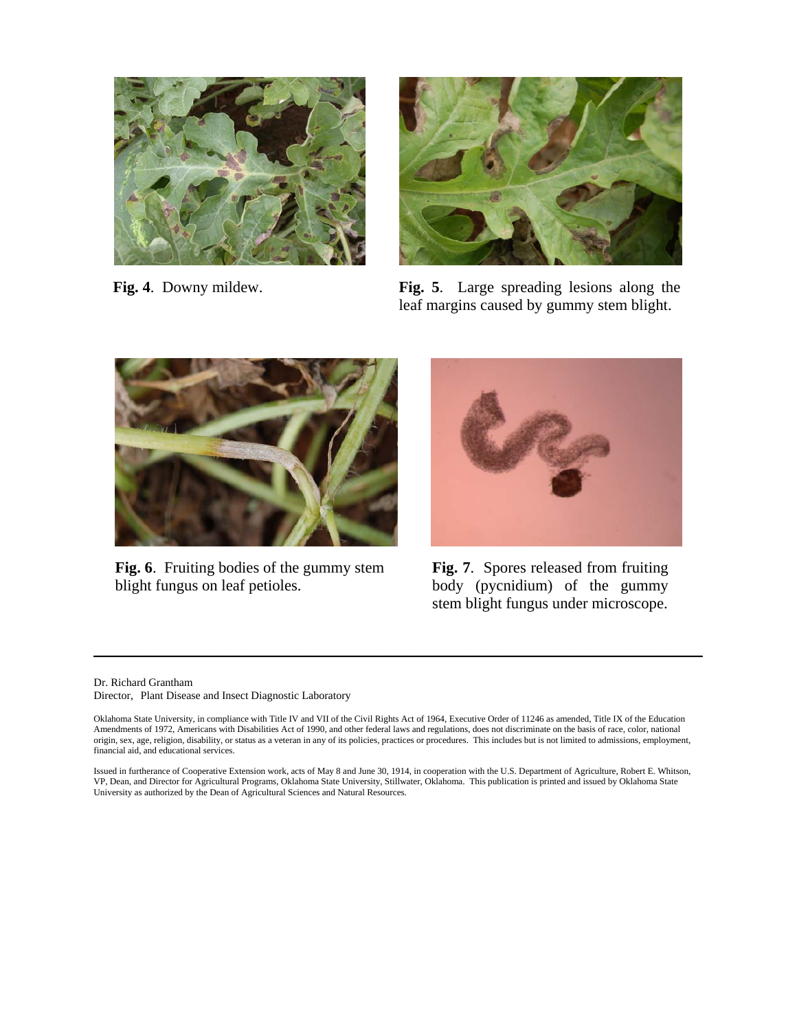**Fig. 4**. Downy mildew.

**Fig. 5**. Large spreading lesions along the leaf margins caused by gummy stem blight.

**Fig. 6**. Fruiting bodies of the gummy stem blight fungus on leaf petioles.

**Fig. 7**. Spores released from fruiting body (pycnidium) of the gummy stem blight fungus under microscope.

---

Dr. Richard Grantham
Director, Plant Disease and Insect Diagnostic Laboratory

Oklahoma State University, in compliance with Title IV and VII of the Civil Rights Act of 1964, Executive Order of 11246 as amended, Title IX of the Education Amendments of 1972, Americans with Disabilities Act of 1990, and other federal laws and regulations, does not discriminate on the basis of race, color, national origin, sex, age, religion, disability, or status as a veteran in any of its policies, practices or procedures. This includes but is not limited to admissions, employment, financial aid, and educational services.

Issued in furtherance of Cooperative Extension work, acts of May 8 and June 30, 1914, in cooperation with the U.S. Department of Agriculture, Robert E. Whitson, VP, Dean, and Director for Agricultural Programs, Oklahoma State University, Stillwater, Oklahoma. This publication is printed and issued by Oklahoma State University as authorized by the Dean of Agricultural Sciences and Natural Resources.